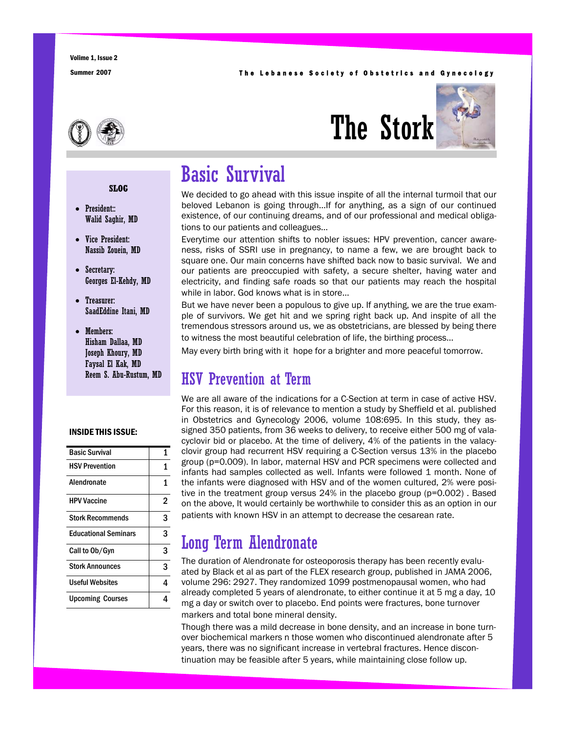Volime 1, Issue 2

Summer 2007

The Lebanese Society of Obstetrics and Gynecology

# The Stork

**SLOG**

- President:: Walid Saghir, MD
- Vice President: Nassib Zouein, MD
- Secretary: Georges El-Kehdy, MD
- Treasurer: SaadEddine Itani, MD
- Members: Hisham Dallaa, MD Joseph Khoury, MD Faysal El Kak, MD Reem S. Abu-Rustum, MD

**INSIDE THIS ISSUE:**

| | |
|---|---|
| Basic Survival | 1 |
| HSV Prevention | 1 |
| Alendronate | 1 |
| HPV Vaccine | 2 |
| Stork Recommends | 3 |
| Educational Seminars | 3 |
| Call to Ob/Gyn | 3 |
| Stork Announces | 3 |
| Useful Websites | 4 |
| Upcoming Courses | 4 |

## Basic Survival

We decided to go ahead with this issue inspite of all the internal turmoil that our beloved Lebanon is going through…If for anything, as a sign of our continued existence, of our continuing dreams, and of our professional and medical obligations to our patients and colleagues…

Everytime our attention shifts to nobler issues: HPV prevention, cancer awareness, risks of SSRI use in pregnancy, to name a few, we are brought back to square one. Our main concerns have shifted back now to basic survival. We and our patients are preoccupied with safety, a secure shelter, having water and electricity, and finding safe roads so that our patients may reach the hospital while in labor. God knows what is in store…

But we have never been a populous to give up. If anything, we are the true example of survivors. We get hit and we spring right back up. And inspite of all the tremendous stressors around us, we as obstetricians, are blessed by being there to witness the most beautiful celebration of life, the birthing process…

May every birth bring with it hope for a brighter and more peaceful tomorrow.

## HSV Prevention at Term

We are all aware of the indications for a C-Section at term in case of active HSV. For this reason, it is of relevance to mention a study by Sheffield et al. published in Obstetrics and Gynecology 2006, volume 108:695. In this study, they assigned 350 patients, from 36 weeks to delivery, to receive either 500 mg of valacyclovir bid or placebo. At the time of delivery, 4% of the patients in the valacyclovir group had recurrent HSV requiring a C-Section versus 13% in the placebo group ($p=0.009$). In labor, maternal HSV and PCR specimens were collected and infants had samples collected as well. Infants were followed 1 month. None of the infants were diagnosed with HSV and of the women cultured, 2% were positive in the treatment group versus 24% in the placebo group ($p=0.002$) . Based on the above, It would certainly be worthwhile to consider this as an option in our patients with known HSV in an attempt to decrease the cesarean rate.

## Long Term Alendronate

The duration of Alendronate for osteoporosis therapy has been recently evaluated by Black et al as part of the FLEX research group, published in JAMA 2006, volume 296: 2927. They randomized 1099 postmenopausal women, who had already completed 5 years of alendronate, to either continue it at 5 mg a day, 10 mg a day or switch over to placebo. End points were fractures, bone turnover markers and total bone mineral density.

Though there was a mild decrease in bone density, and an increase in bone turnover biochemical markers n those women who discontinued alendronate after 5 years, there was no significant increase in vertebral fractures. Hence discontinuation may be feasible after 5 years, while maintaining close follow up.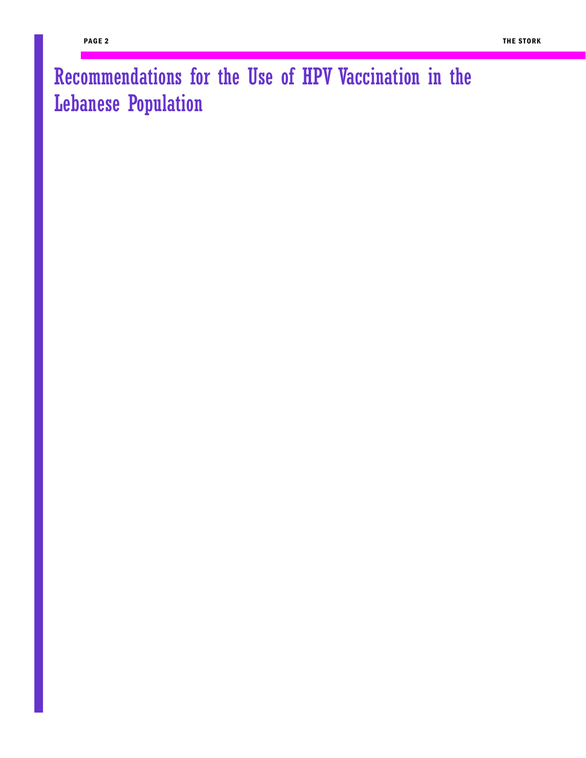# Recommendations for the Use of HPV Vaccination in the Lebanese Population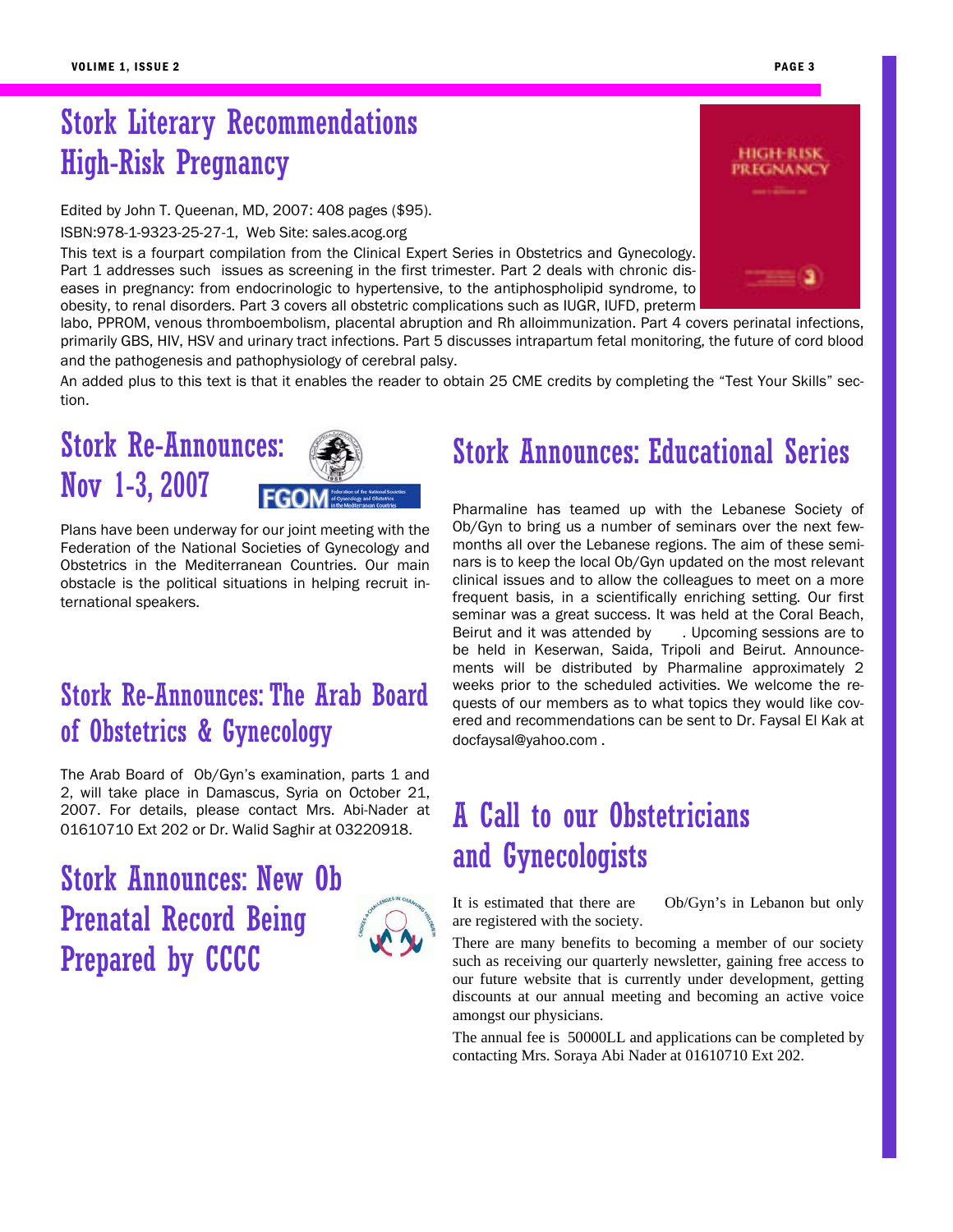# Stork Literary Recommendations High-Risk Pregnancy

Edited by John T. Queenan, MD, 2007: 408 pages ($95).

ISBN:978-1-9323-25-27-1, Web Site: sales.acog.org

This text is a fourpart compilation from the Clinical Expert Series in Obstetrics and Gynecology. Part 1 addresses such issues as screening in the first trimester. Part 2 deals with chronic diseases in pregnancy: from endocrinologic to hypertensive, to the antiphospholipid syndrome, to obesity, to renal disorders. Part 3 covers all obstetric complications such as IUGR, IUFD, preterm labo, PPROM, venous thromboembolism, placental abruption and Rh alloimmunization. Part 4 covers perinatal infections, primarily GBS, HIV, HSV and urinary tract infections. Part 5 discusses intrapartum fetal monitoring, the future of cord blood and the pathogenesis and pathophysiology of cerebral palsy.

An added plus to this text is that it enables the reader to obtain 25 CME credits by completing the "Test Your Skills" section.

## Stork Re-Announces: Nov 1-3, 2007

Plans have been underway for our joint meeting with the Federation of the National Societies of Gynecology and Obstetrics in the Mediterranean Countries. Our main obstacle is the political situations in helping recruit international speakers.

## Stork Re-Announces: The Arab Board of Obstetrics & Gynecology

The Arab Board of Ob/Gyn's examination, parts 1 and 2, will take place in Damascus, Syria on October 21, 2007. For details, please contact Mrs. Abi-Nader at 01610710 Ext 202 or Dr. Walid Saghir at 03220918.

## Stork Announces: New Ob Prenatal Record Being Prepared by CCCC

## Stork Announces: Educational Series

Pharmaline has teamed up with the Lebanese Society of Ob/Gyn to bring us a number of seminars over the next few-months all over the Lebanese regions. The aim of these seminars is to keep the local Ob/Gyn updated on the most relevant clinical issues and to allow the colleagues to meet on a more frequent basis, in a scientifically enriching setting. Our first seminar was a great success. It was held at the Coral Beach, Beirut and it was attended by . Upcoming sessions are to be held in Keserwan, Saida, Tripoli and Beirut. Announcements will be distributed by Pharmaline approximately 2 weeks prior to the scheduled activities. We welcome the requests of our members as to what topics they would like covered and recommendations can be sent to Dr. Faysal El Kak at docfaysal@yahoo.com .

## A Call to our Obstetricians and Gynecologists

It is estimated that there are Ob/Gyn's in Lebanon but only are registered with the society.

There are many benefits to becoming a member of our society such as receiving our quarterly newsletter, gaining free access to our future website that is currently under development, getting discounts at our annual meeting and becoming an active voice amongst our physicians.

The annual fee is 50000LL and applications can be completed by contacting Mrs. Soraya Abi Nader at 01610710 Ext 202.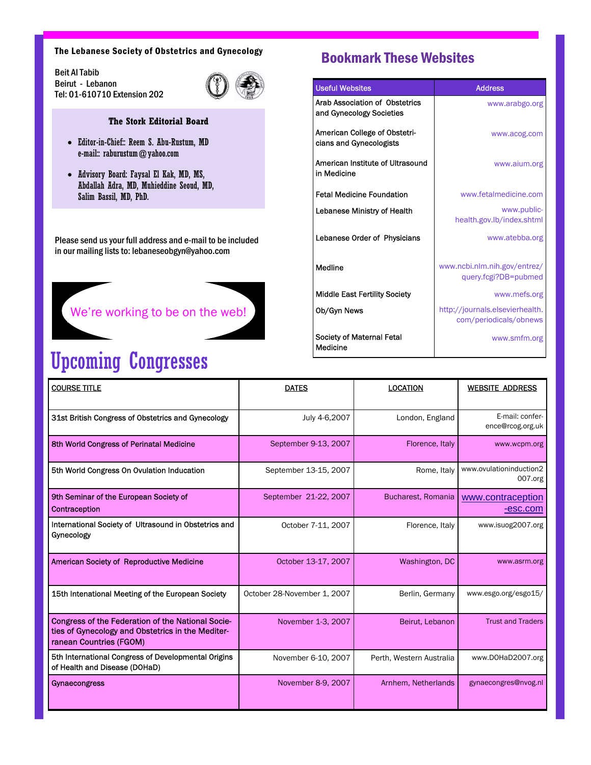**The Lebanese Society of Obstetrics and Gynecology**

Beit Al Tabib
Beirut - Lebanon
Tel: 01-610710 Extension 202

**The Stork Editorial Board**

- Editor-in-Chief:: Reem S. Abu-Rustum, MD
  e-mail:: raburustum@yahoo.com
- Advisory Board: Faysal El Kak, MD, MS, Abdallah Adra, MD, Muhieddine Seoud, MD, Salim Bassil, MD, PhD.

Please send us your full address and e-mail to be included in our mailing lists to: lebaneseobgyn@yahoo.com

We're working to be on the web!

## Bookmark These Websites

| Useful Websites | Address |
|---|---|
| Arab Association of Obstetrics and Gynecology Societies | www.arabgo.org |
| American College of Obstetricians and Gynecologists | www.acog.com |
| American Institute of Ultrasound in Medicine | www.aium.org |
| Fetal Medicine Foundation | www.fetalmedicine.com |
| Lebanese Ministry of Health | www.public-health.gov.lb/index.shtml |
| Lebanese Order of Physicians | www.atebba.org |
| Medline | www.ncbi.nlm.nih.gov/entrez/query.fcgi?DB=pubmed |
| Middle East Fertility Society | www.mefs.org |
| Ob/Gyn News | http://journals.elsevierhealth.com/periodicals/obnews |
| Society of Maternal Fetal Medicine | www.smfm.org |

## Upcoming Congresses

| COURSE TITLE | DATES | LOCATION | WEBSITE ADDRESS |
|---|---|---|---|
| 31st British Congress of Obstetrics and Gynecology | July 4-6,2007 | London, England | E-mail: conference@rcog.org.uk |
| 8th World Congress of Perinatal Medicine | September 9-13, 2007 | Florence, Italy | www.wcpm.org |
| 5th World Congress On Ovulation Inducation | September 13-15, 2007 | Rome, Italy | www.ovulationinduction2007.org |
| 9th Seminar of the European Society of Contraception | September 21-22, 2007 | Bucharest, Romania | www.contraception-esc.com |
| International Society of Ultrasound in Obstetrics and Gynecology | October 7-11, 2007 | Florence, Italy | www.isuog2007.org |
| American Society of Reproductive Medicine | October 13-17, 2007 | Washington, DC | www.asrm.org |
| 15th Intenational Meeting of the European Society | October 28-November 1, 2007 | Berlin, Germany | www.esgo.org/esgo15/ |
| Congress of the Federation of the National Societies of Gynecology and Obstetrics in the Mediterranean Countries (FGOM) | November 1-3, 2007 | Beirut, Lebanon | Trust and Traders |
| 5th International Congress of Developmental Origins of Health and Disease (DOHaD) | November 6-10, 2007 | Perth, Western Australia | www.DOHaD2007.org |
| Gynaecongress | November 8-9, 2007 | Arnhem, Netherlands | gynaecongres@nvog.nl |